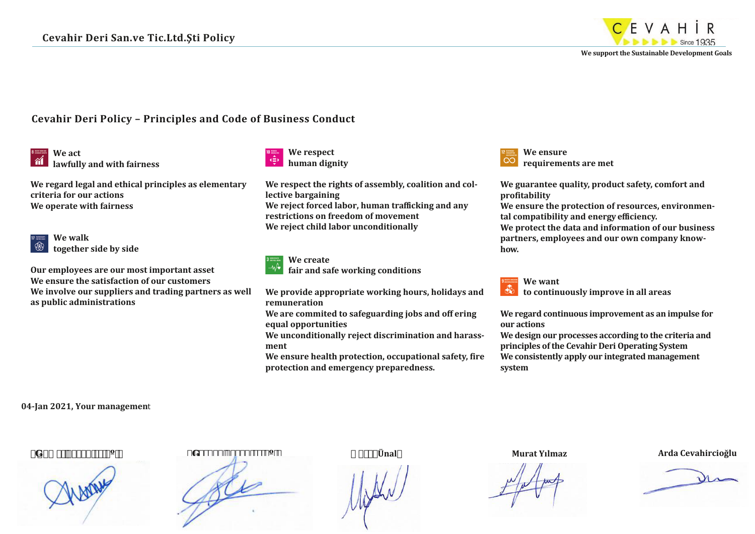## Cevahir Deri San.ve Tic.Ltd.Şti Policy

We support the Sustainable Development Goals

### Cevahir Deri Policy – Principles and Code of Business Conduct

**We act lawfully and with fairness**

We regard legal and ethical principles as elementary criteria for our actions
We operate with fairness

**We walk together side by side**

Our employees are our most important asset
We ensure the satisfaction of our customers
We involve our suppliers and trading partners as well as public administrations

**We respect human dignity**

We respect the rights of assembly, coalition and collective bargaining
We reject forced labor, human trafficking and any restrictions on freedom of movement
We reject child labor unconditionally

**We create fair and safe working conditions**

We provide appropriate working hours, holidays and remuneration
We are commited to safeguarding jobs and off ering equal opportunities
We unconditionally reject discrimination and harassment
We ensure health protection, occupational safety, fire protection and emergency preparedness.

**We ensure requirements are met**

We guarantee quality, product safety, comfort and profitability
We ensure the protection of resources, environmental compatibility and energy efficiency.
We protect the data and information of our business partners, employees and our own company know-how.

**We want to continuously improve in all areas**

We regard continuous improvement as an impulse for our actions
We design our processes according to the criteria and principles of the Cevahir Deri Operating System
We consistently apply our integrated management system

04-Jan 2021, Your management

Ünal

Murat Yılmaz

Arda Cevahircioğlu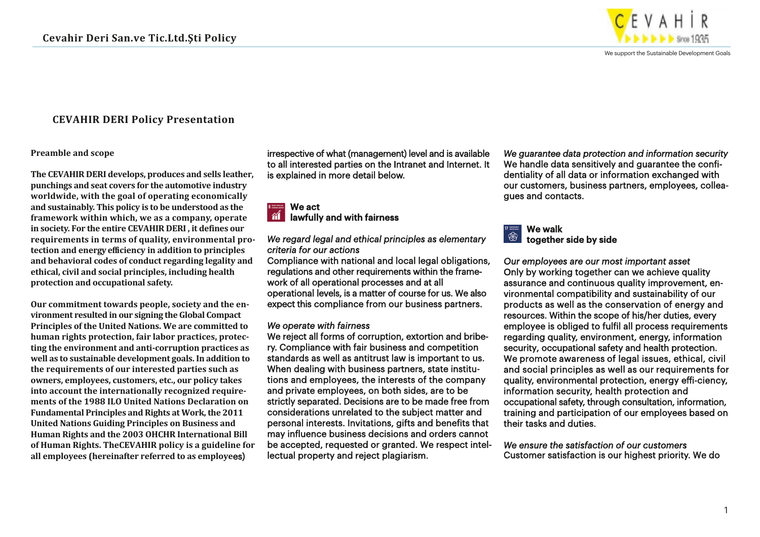## CEVAHIR DERI Policy Presentation

### Preamble and scope

**The CEVAHIR DERI develops, produces and sells leather, punchings and seat covers for the automotive industry worldwide, with the goal of operating economically and sustainably. This policy is to be understood as the framework within which, we as a company, operate in society. For the entire CEVAHIR DERI , it defines our requirements in terms of quality, environmental protection and energy efficiency in addition to principles and behavioral codes of conduct regarding legality and ethical, civil and social principles, including health protection and occupational safety.**

**Our commitment towards people, society and the environment resulted in our signing the Global Compact Principles of the United Nations. We are committed to human rights protection, fair labor practices, protecting the environment and anti-corruption practices as well as to sustainable development goals. In addition to the requirements of our interested parties such as owners, employees, customers, etc., our policy takes into account the internationally recognized requirements of the 1988 ILO United Nations Declaration on Fundamental Principles and Rights at Work, the 2011 United Nations Guiding Principles on Business and Human Rights and the 2003 OHCHR International Bill of Human Rights. TheCEVAHIR policy is a guideline for all employees (hereinafter referred to as employees)** irrespective of what (management) level and is available to all interested parties on the Intranet and Internet. It is explained in more detail below.

### We act lawfully and with fairness

*We regard legal and ethical principles as elementary criteria for our actions*
Compliance with national and local legal obligations, regulations and other requirements within the framework of all operational processes and at all operational levels, is a matter of course for us. We also expect this compliance from our business partners.

*We operate with fairness*
We reject all forms of corruption, extortion and bribery. Compliance with fair business and competition standards as well as antitrust law is important to us. When dealing with business partners, state institutions and employees, the interests of the company and private employees, on both sides, are to be strictly separated. Decisions are to be made free from considerations unrelated to the subject matter and personal interests. Invitations, gifts and benefits that may influence business decisions and orders cannot be accepted, requested or granted. We respect intellectual property and reject plagiarism.

*We guarantee data protection and information security*
We handle data sensitively and guarantee the confidentiality of all data or information exchanged with our customers, business partners, employees, colleagues and contacts.

### We walk together side by side

*Our employees are our most important asset*
Only by working together can we achieve quality assurance and continuous quality improvement, environmental compatibility and sustainability of our products as well as the conservation of energy and resources. Within the scope of his/her duties, every employee is obliged to fulfil all process requirements regarding quality, environment, energy, information security, occupational safety and health protection. We promote awareness of legal issues, ethical, civil and social principles as well as our requirements for quality, environmental protection, energy effi-ciency, information security, health protection and occupational safety, through consultation, information, training and participation of our employees based on their tasks and duties.

*We ensure the satisfaction of our customers*
Customer satisfaction is our highest priority. We do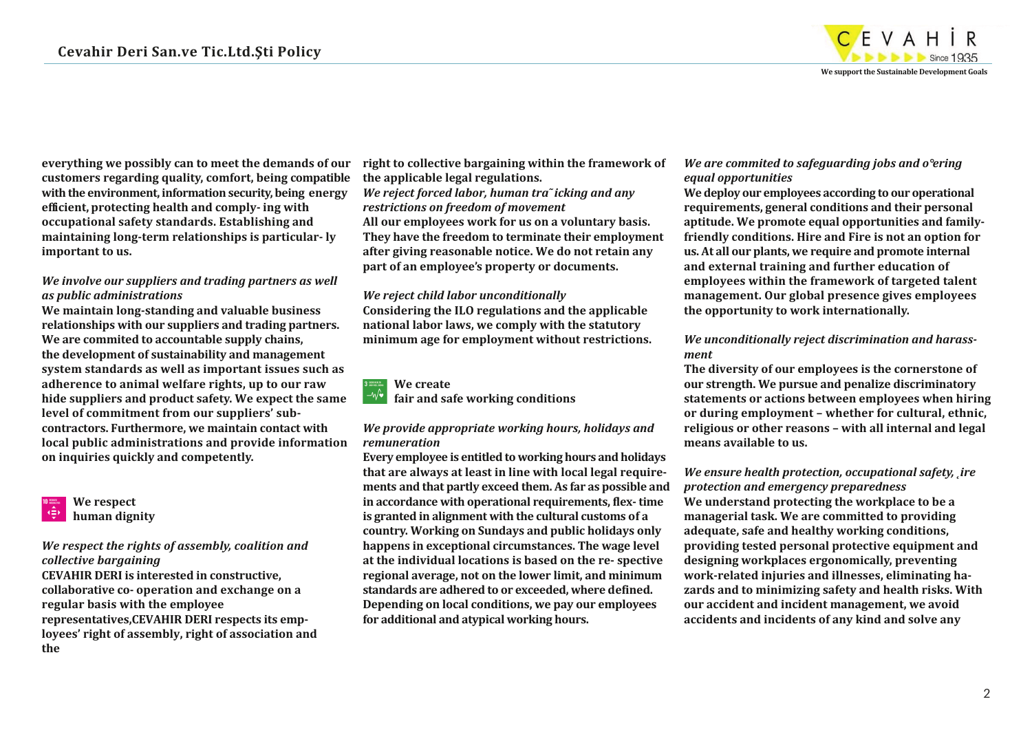everything we possibly can to meet the demands of our customers regarding quality, comfort, being compatible with the environment, information security, being energy efficient, protecting health and comply- ing with occupational safety standards. Establishing and maintaining long-term relationships is particular- ly important to us.

*We involve our suppliers and trading partners as well as public administrations*

**We maintain long-standing and valuable business relationships with our suppliers and trading partners. We are commited to accountable supply chains, the development of sustainability and management system standards as well as important issues such as adherence to animal welfare rights, up to our raw hide suppliers and product safety. We expect the same level of commitment from our suppliers' sub-contractors. Furthermore, we maintain contact with local public administrations and provide information on inquiries quickly and competently.**

## We respect human dignity

*We respect the rights of assembly, coalition and collective bargaining*

**CEVAHIR DERI is interested in constructive, collaborative co- operation and exchange on a regular basis with the employee representatives,CEVAHIR DERI respects its emp- loyees' right of assembly, right of association and the right to collective bargaining within the framework of the applicable legal regulations.**

*We reject forced labor, human tra˜icking and any restrictions on freedom of movement*

**All our employees work for us on a voluntary basis. They have the freedom to terminate their employment after giving reasonable notice. We do not retain any part of an employee's property or documents.**

*We reject child labor unconditionally*

**Considering the ILO regulations and the applicable national labor laws, we comply with the statutory minimum age for employment without restrictions.**

## We create fair and safe working conditions

*We provide appropriate working hours, holidays and remuneration*

**Every employee is entitled to working hours and holidays that are always at least in line with local legal require- ments and that partly exceed them. As far as possible and in accordance with operational requirements, flex- time is granted in alignment with the cultural customs of a country. Working on Sundays and public holidays only happens in exceptional circumstances. The wage level at the individual locations is based on the re- spective regional average, not on the lower limit, and minimum standards are adhered to or exceeded, where defined. Depending on local conditions, we pay our employees for additional and atypical working hours.**

*We are commited to safeguarding jobs and o°ering equal opportunities*

**We deploy our employees according to our operational requirements, general conditions and their personal aptitude. We promote equal opportunities and family-friendly conditions. Hire and Fire is not an option for us. At all our plants, we require and promote internal and external training and further education of employees within the framework of targeted talent management. Our global presence gives employees the opportunity to work internationally.**

*We unconditionally reject discrimination and harass- ment*

**The diversity of our employees is the cornerstone of our strength. We pursue and penalize discriminatory statements or actions between employees when hiring or during employment – whether for cultural, ethnic, religious or other reasons – with all internal and legal means available to us.**

*We ensure health protection, occupational safety, ˛ire protection and emergency preparedness*

**We understand protecting the workplace to be a managerial task. We are committed to providing adequate, safe and healthy working conditions, providing tested personal protective equipment and designing workplaces ergonomically, preventing work-related injuries and illnesses, eliminating ha- zards and to minimizing safety and health risks. With our accident and incident management, we avoid accidents and incidents of any kind and solve any**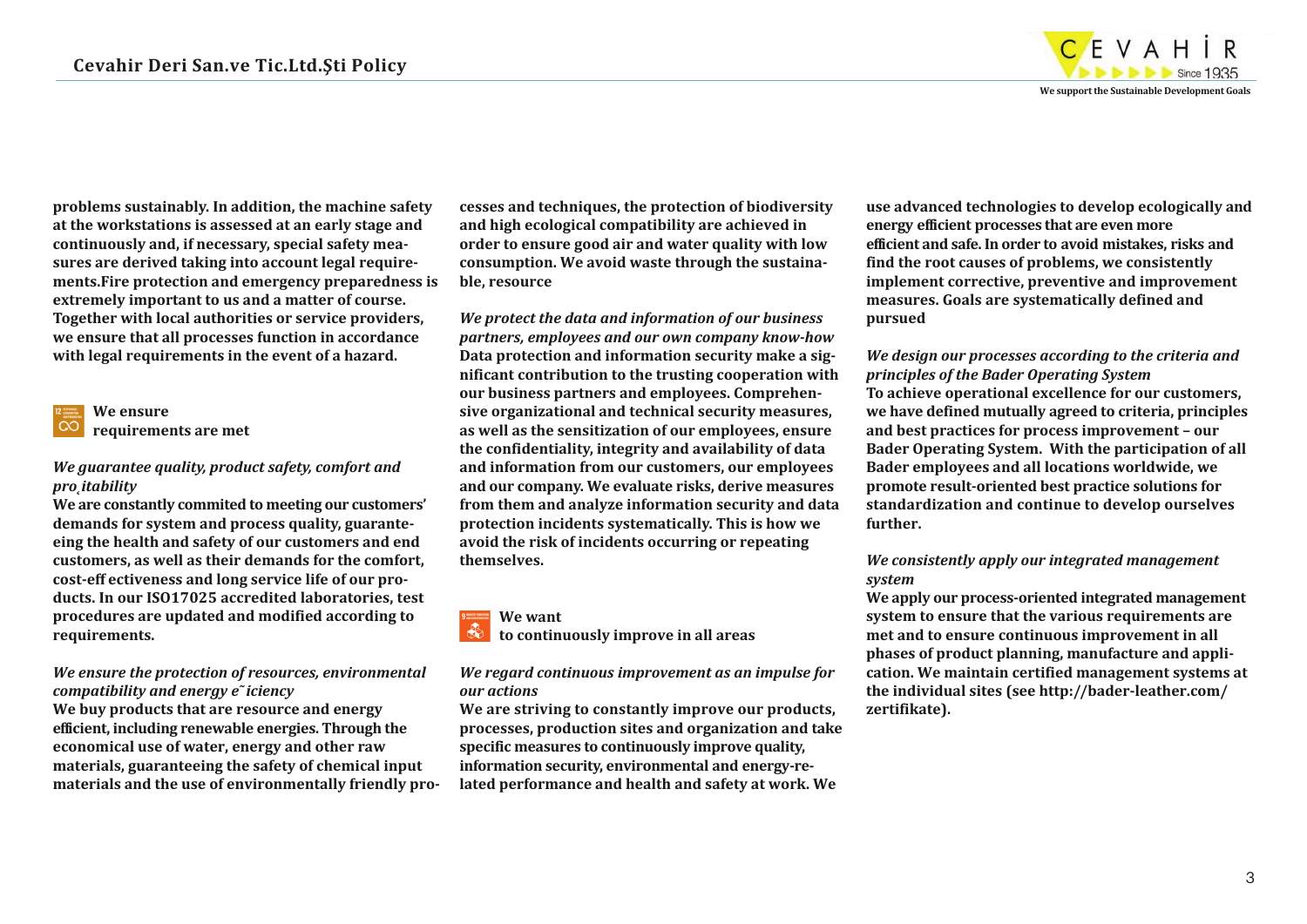problems sustainably. In addition, the machine safety at the workstations is assessed at an early stage and continuously and, if necessary, special safety measures are derived taking into account legal requirements.Fire protection and emergency preparedness is extremely important to us and a matter of course. Together with local authorities or service providers, we ensure that all processes function in accordance with legal requirements in the event of a hazard.

## We ensure requirements are met

*We guarantee quality, product safety, comfort and pro¸itability*

**We are constantly commited to meeting our customers' demands for system and process quality, guaranteeing the health and safety of our customers and end customers, as well as their demands for the comfort, cost-eff ectiveness and long service life of our products. In our ISO17025 accredited laboratories, test procedures are updated and modified according to requirements.**

*We ensure the protection of resources, environmental compatibility and energy e˜iciency*

**We buy products that are resource and energy efficient, including renewable energies. Through the economical use of water, energy and other raw materials, guaranteeing the safety of chemical input materials and the use of environmentally friendly processes and techniques, the protection of biodiversity and high ecological compatibility are achieved in order to ensure good air and water quality with low consumption. We avoid waste through the sustainable, resource**

*We protect the data and information of our business partners, employees and our own company know-how*

**Data protection and information security make a significant contribution to the trusting cooperation with our business partners and employees. Comprehensive organizational and technical security measures, as well as the sensitization of our employees, ensure the confidentiality, integrity and availability of data and information from our customers, our employees and our company. We evaluate risks, derive measures from them and analyze information security and data protection incidents systematically. This is how we avoid the risk of incidents occurring or repeating themselves.**

## We want to continuously improve in all areas

*We regard continuous improvement as an impulse for our actions*

**We are striving to constantly improve our products, processes, production sites and organization and take specific measures to continuously improve quality, information security, environmental and energy-related performance and health and safety at work. We use advanced technologies to develop ecologically and energy efficient processes that are even more efficient and safe. In order to avoid mistakes, risks and find the root causes of problems, we consistently implement corrective, preventive and improvement measures. Goals are systematically defined and pursued**

*We design our processes according to the criteria and principles of the Bader Operating System*

**To achieve operational excellence for our customers, we have defined mutually agreed to criteria, principles and best practices for process improvement – our Bader Operating System. With the participation of all Bader employees and all locations worldwide, we promote result-oriented best practice solutions for standardization and continue to develop ourselves further.**

*We consistently apply our integrated management system*

**We apply our process-oriented integrated management system to ensure that the various requirements are met and to ensure continuous improvement in all phases of product planning, manufacture and application. We maintain certified management systems at the individual sites (see http://bader-leather.com/zertifikate).**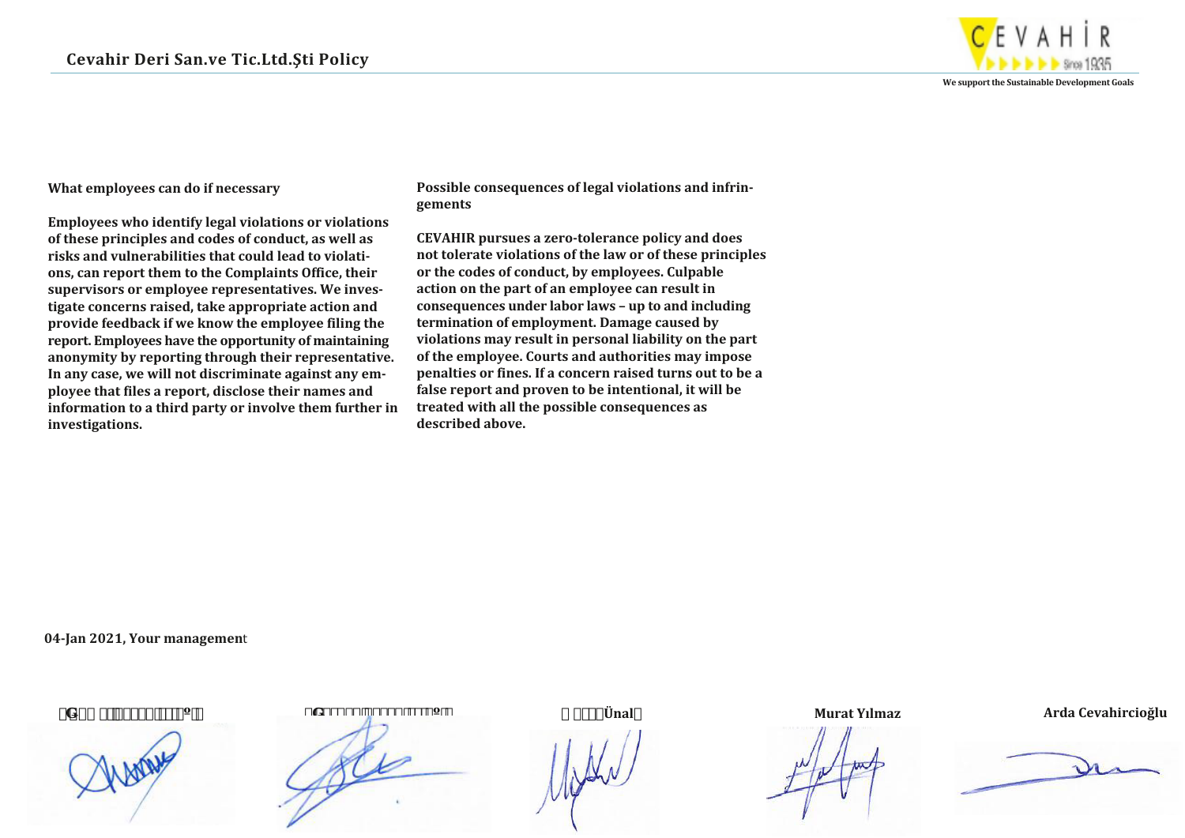## What employees can do if necessary

**Employees who identify legal violations or violations of these principles and codes of conduct, as well as risks and vulnerabilities that could lead to violations, can report them to the Complaints Office, their supervisors or employee representatives. We investigate concerns raised, take appropriate action and provide feedback if we know the employee filing the report. Employees have the opportunity of maintaining anonymity by reporting through their representative. In any case, we will not discriminate against any employee that files a report, disclose their names and information to a third party or involve them further in investigations.**

## Possible consequences of legal violations and infringements

**CEVAHIR pursues a zero-tolerance policy and does not tolerate violations of the law or of these principles or the codes of conduct, by employees. Culpable action on the part of an employee can result in consequences under labor laws – up to and including termination of employment. Damage caused by violations may result in personal liability on the part of the employee. Courts and authorities may impose penalties or fines. If a concern raised turns out to be a false report and proven to be intentional, it will be treated with all the possible consequences as described above.**

**04-Jan 2021, Your management**

**Ünal** | **Murat Yılmaz** | **Arda Cevahircioğlu**